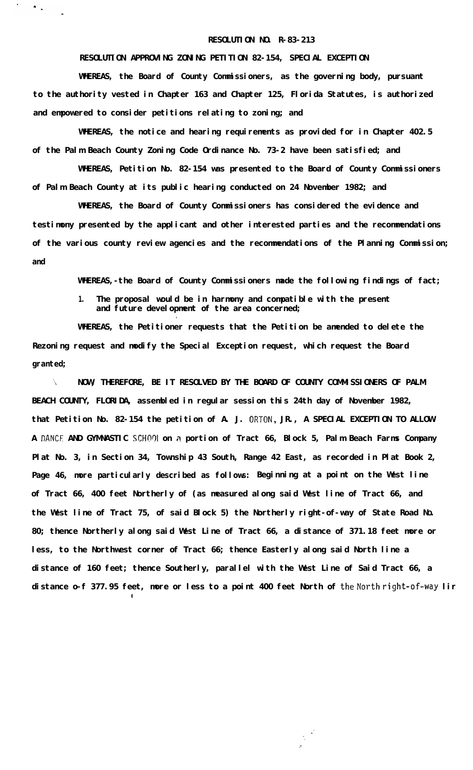**RESOLUTION NO. R-83-213**

**RESOLUTION APPROVING ZONING PETITION 82-154, SPECIAL EXCEPTION**

**WHEREAS, the Board of County Commissioners, as the governing body, pursuant to the authority vested in Chapter 163 and Chapter 125, Florida Statutes, is authorized and empowered to consider petitions relating to zoning; and**

**WHEREAS, the notice and hearing requirements as provided for in Chapter 402.5 of the Palm Beach County Zoning Code Ordinance No. 73-2 have been satisfied; and**

**WHEREAS, Petition No. 82-154 was presented to the Board of County Commissioners of Palm Beach County at its public hearing conducted on 24 November 1982; and**

**WHEREAS, the Board of County Commissioners has considered the evidence and testimony presented by the applicant and other interested parties and the recommendations of the various county review agencies and the recommendations of the Planning Commission; and**

**WHEREAS,-the Board of County Commissioners made the following findings of fact;**

1. **The proposal would be in harmony and compatible with the present and future development of the area concerned;**

**WHEREAS, the Petitioner requests that the Petition be amended to delete the Rezoning request and modify the Special Exception request, which request the Board granted;**

**NOW, THEREFORE, BE IT RESOLVED BY THE BOARD OF COUNTY COMMISSIONERS OF PALM BEACH COUNTY, FLORIDA, assembled in regular session this 24th day of November 1982, that Petition No. 82-154 the petition of A. J. ORTON, JR., A SPECIAL EXCEPTION TO ALLOW A DANCE AND GYMNASTIC SCHOOL on a portion of Tract 66, Block 5, Palm Beach Farms Company Plat No. 3, in Section 34, Township 43 South, Range 42 East, as recorded in Plat Book 2, Page 46, more particularly described as follows: Beginning at a point on the West line of Tract 66, 400 feet Northerly of (as measured along said West line of Tract 66, and the West line of Tract 75, of said Block 5) the Northerly right-of-way of State Road No. 80; thence Northerly along said West Line of Tract 66, a distance of 371.18 feet more or less, to the Northwest corner of Tract 66; thence Easterly along said North line a distance of 160 feet; thence Southerly, parallel with the West Line of Said Tract 66, a distance o-f 377.95 feet, more or less to a point 400 feet North of the North right-of-way lir**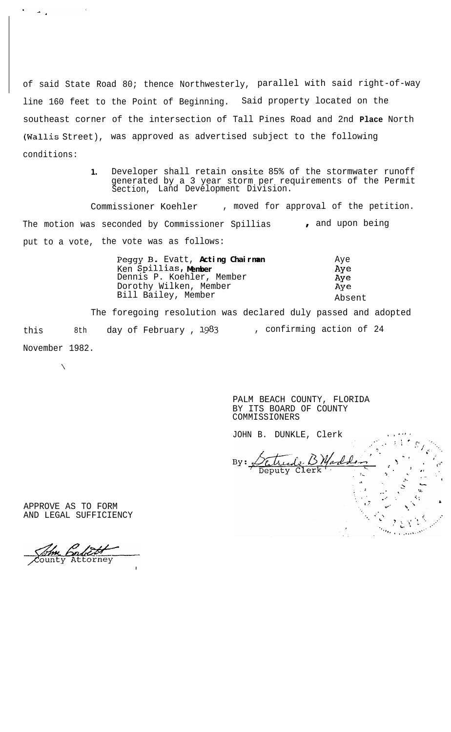of said State Road 80; thence Northwesterly, parallel with said right-of-way line 160 feet to the Point of Beginning. Said property located on the southeast corner of the intersection of Tall Pines Road and 2nd **Place** North (Wallis Street), was approved as advertised subject to the following conditions:

1. Developer shall retain onsite 85% of the stormwater runoff generated by a 3 year storm per requirements of the Permit Section, Land Development Division.

Commissioner Koehler , moved for approval of the petition. The motion was seconded by Commissioner Spillias , and upon being put to a vote, the vote was as follows:

| | |
|---|---|
| Peggy B. Evatt, **Acting Chairman** | Aye |
| Ken Spillias, **Member** | Aye |
| Dennis P. Koehler, Member | Aye |
| Dorothy Wilken, Member | Aye |
| Bill Bailey, Member | Absent |

The foregoing resolution was declared duly passed and adopted this 8th day of February , 1983 , confirming action of 24 November 1982.

PALM BEACH COUNTY, FLORIDA
BY ITS BOARD OF COUNTY
COMMISSIONERS

JOHN B. DUNKLE, Clerk

By: Gertrude B Madden
Deputy Clerk

APPROVE AS TO FORM
AND LEGAL SUFFICIENCY

John Corbett
County Attorney